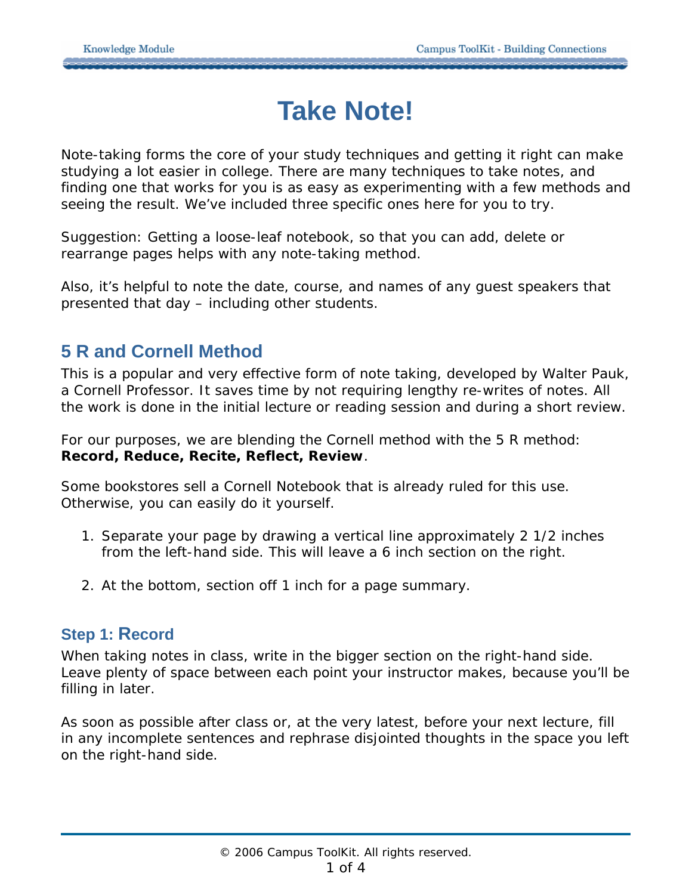# Take Note!

Note-taking forms the core of your study techniques and getting it right can make studying a lot easier in college. There are many techniques to take notes, and finding one that works for you is as easy as experimenting with a few methods and seeing the result. We've included three specific ones here for you to try.

Suggestion: Getting a loose-leaf notebook, so that you can add, delete or rearrange pages helps with any note-taking method.

Also, it's helpful to note the date, course, and names of any guest speakers that presented that day – including other students.

## 5 R and Cornell Method

This is a popular and very effective form of note taking, developed by Walter Pauk, a Cornell Professor. It saves time by not requiring lengthy re-writes of notes. All the work is done in the initial lecture or reading session and during a short review.

For our purposes, we are blending the Cornell method with the 5 R method: **Record, Reduce, Recite, Reflect, Review**.

Some bookstores sell a Cornell Notebook that is already ruled for this use. Otherwise, you can easily do it yourself.

1. Separate your page by drawing a vertical line approximately 2 1/2 inches from the left-hand side. This will leave a 6 inch section on the right.

2. At the bottom, section off 1 inch for a page summary.

### Step 1: Record

When taking notes in class, write in the bigger section on the right-hand side. Leave plenty of space between each point your instructor makes, because you'll be filling in later.

As soon as possible after class or, at the very latest, before your next lecture, fill in any incomplete sentences and rephrase disjointed thoughts in the space you left on the right-hand side.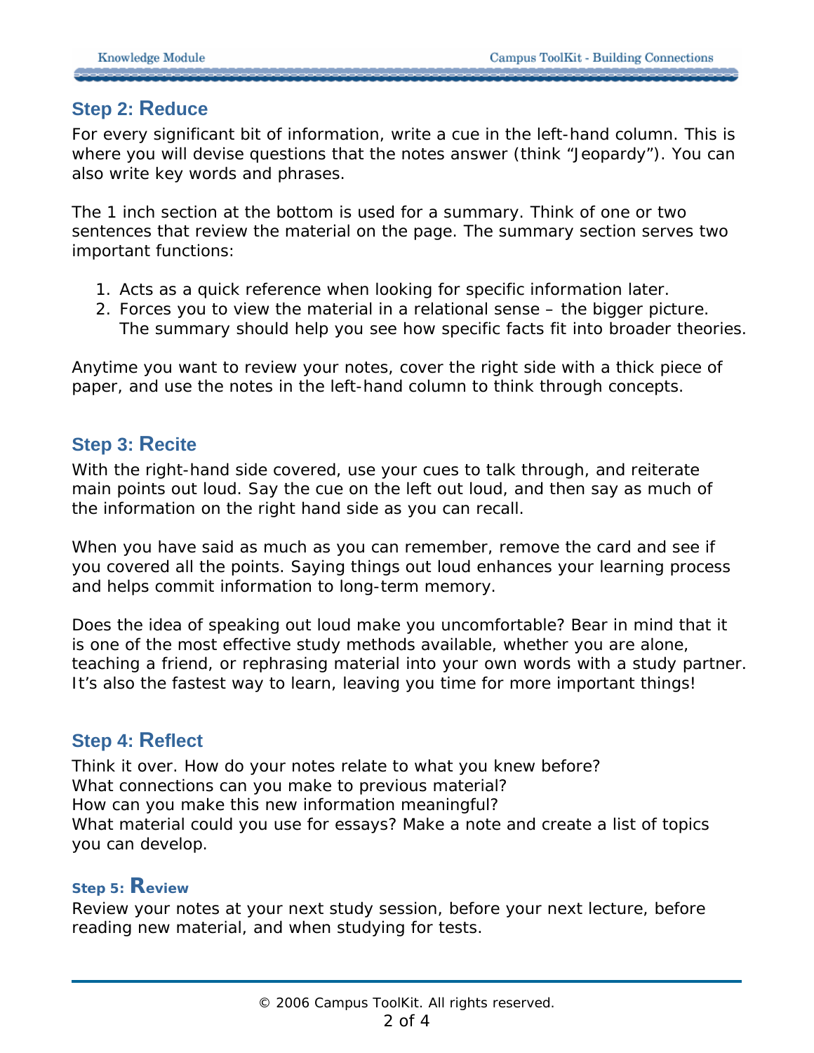## Step 2: Reduce

For every significant bit of information, write a cue in the left-hand column. This is where you will devise questions that the notes answer (think "Jeopardy"). You can also write key words and phrases.

The 1 inch section at the bottom is used for a summary. Think of one or two sentences that review the material on the page. The summary section serves two important functions:

1. Acts as a quick reference when looking for specific information later.
2. Forces you to view the material in a relational sense – the bigger picture. The summary should help you see how specific facts fit into broader theories.

Anytime you want to review your notes, cover the right side with a thick piece of paper, and use the notes in the left-hand column to think through concepts.

## Step 3: Recite

With the right-hand side covered, use your cues to talk through, and reiterate main points out loud. Say the cue on the left out loud, and then say as much of the information on the right hand side as you can recall.

When you have said as much as you can remember, remove the card and see if you covered all the points. Saying things out loud enhances your learning process and helps commit information to long-term memory.

Does the idea of speaking out loud make you uncomfortable? Bear in mind that it is one of the most effective study methods available, whether you are alone, teaching a friend, or rephrasing material into your own words with a study partner. It's also the fastest way to learn, leaving you time for more important things!

## Step 4: Reflect

Think it over. How do your notes relate to what you knew before?
What connections can you make to previous material?
How can you make this new information meaningful?
What material could you use for essays? Make a note and create a list of topics you can develop.

### Step 5: Review

Review your notes at your next study session, before your next lecture, before reading new material, and when studying for tests.

© 2006 Campus ToolKit. All rights reserved.